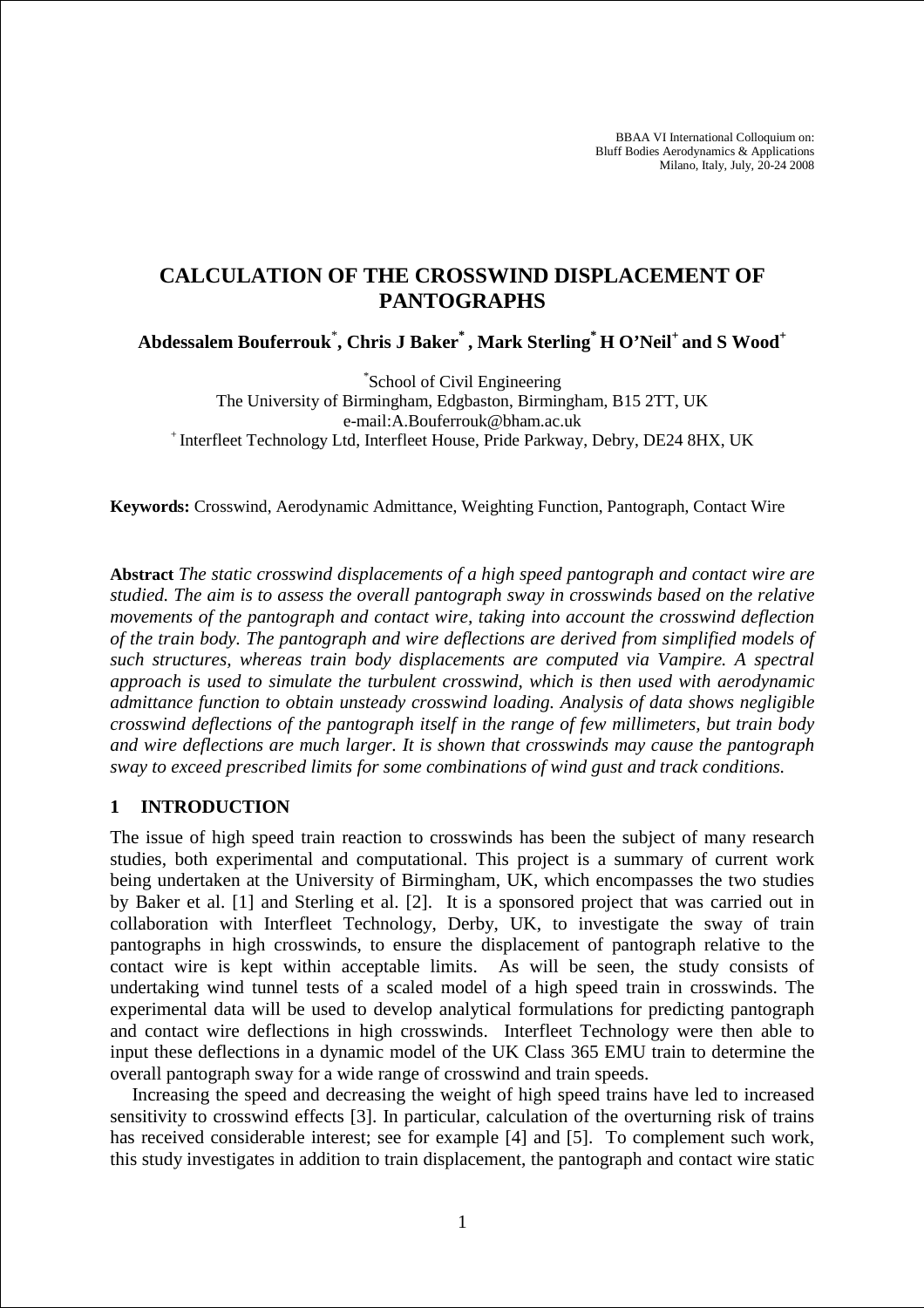BBAA VI International Colloquium on:
Bluff Bodies Aerodynamics & Applications
Milano, Italy, July, 20-24 2008

# CALCULATION OF THE CROSSWIND DISPLACEMENT OF PANTOGRAPHS

**Abdessalem Bouferrouk[*], Chris J Baker[*], Mark Sterling[*] H O'Neil[+] and S Wood[+]**

[*]School of Civil Engineering
The University of Birmingham, Edgbaston, Birmingham, B15 2TT, UK
e-mail:A.Bouferrouk@bham.ac.uk
[+] Interfleet Technology Ltd, Interfleet House, Pride Parkway, Debry, DE24 8HX, UK

**Keywords:** Crosswind, Aerodynamic Admittance, Weighting Function, Pantograph, Contact Wire

**Abstract** *The static crosswind displacements of a high speed pantograph and contact wire are studied. The aim is to assess the overall pantograph sway in crosswinds based on the relative movements of the pantograph and contact wire, taking into account the crosswind deflection of the train body. The pantograph and wire deflections are derived from simplified models of such structures, whereas train body displacements are computed via Vampire. A spectral approach is used to simulate the turbulent crosswind, which is then used with aerodynamic admittance function to obtain unsteady crosswind loading. Analysis of data shows negligible crosswind deflections of the pantograph itself in the range of few millimeters, but train body and wire deflections are much larger. It is shown that crosswinds may cause the pantograph sway to exceed prescribed limits for some combinations of wind gust and track conditions.*

## 1 INTRODUCTION

The issue of high speed train reaction to crosswinds has been the subject of many research studies, both experimental and computational. This project is a summary of current work being undertaken at the University of Birmingham, UK, which encompasses the two studies by Baker et al. [1] and Sterling et al. [2]. It is a sponsored project that was carried out in collaboration with Interfleet Technology, Derby, UK, to investigate the sway of train pantographs in high crosswinds, to ensure the displacement of pantograph relative to the contact wire is kept within acceptable limits. As will be seen, the study consists of undertaking wind tunnel tests of a scaled model of a high speed train in crosswinds. The experimental data will be used to develop analytical formulations for predicting pantograph and contact wire deflections in high crosswinds. Interfleet Technology were then able to input these deflections in a dynamic model of the UK Class 365 EMU train to determine the overall pantograph sway for a wide range of crosswind and train speeds.

Increasing the speed and decreasing the weight of high speed trains have led to increased sensitivity to crosswind effects [3]. In particular, calculation of the overturning risk of trains has received considerable interest; see for example [4] and [5]. To complement such work, this study investigates in addition to train displacement, the pantograph and contact wire static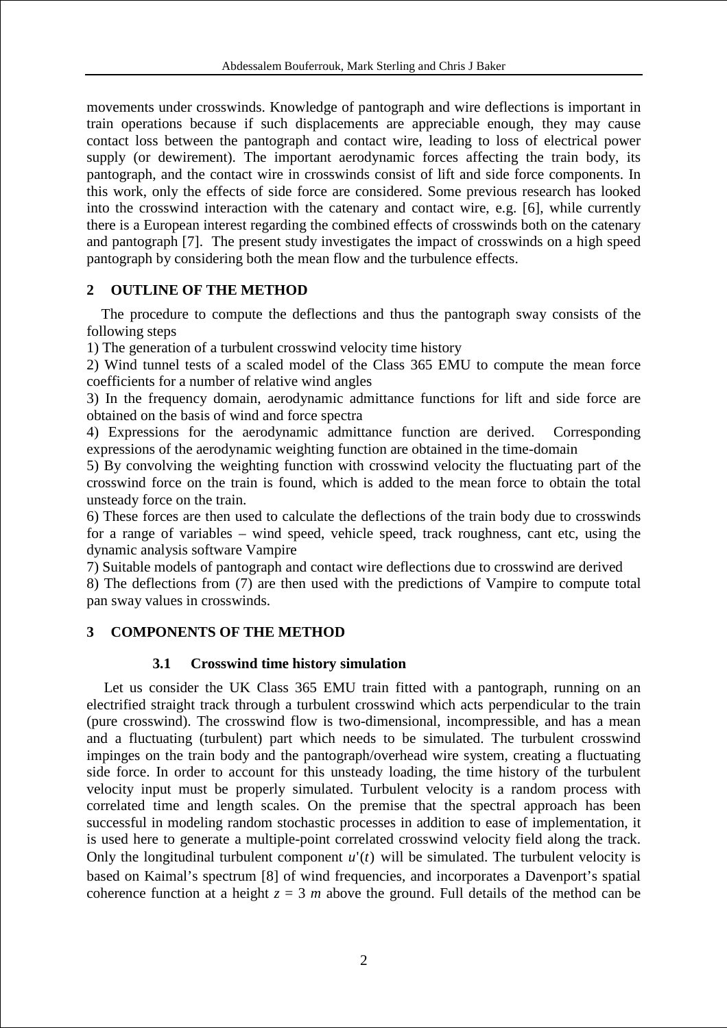movements under crosswinds. Knowledge of pantograph and wire deflections is important in train operations because if such displacements are appreciable enough, they may cause contact loss between the pantograph and contact wire, leading to loss of electrical power supply (or dewirement). The important aerodynamic forces affecting the train body, its pantograph, and the contact wire in crosswinds consist of lift and side force components. In this work, only the effects of side force are considered. Some previous research has looked into the crosswind interaction with the catenary and contact wire, e.g. [6], while currently there is a European interest regarding the combined effects of crosswinds both on the catenary and pantograph [7]. The present study investigates the impact of crosswinds on a high speed pantograph by considering both the mean flow and the turbulence effects.

## 2 OUTLINE OF THE METHOD

The procedure to compute the deflections and thus the pantograph sway consists of the following steps

1) The generation of a turbulent crosswind velocity time history
2) Wind tunnel tests of a scaled model of the Class 365 EMU to compute the mean force coefficients for a number of relative wind angles
3) In the frequency domain, aerodynamic admittance functions for lift and side force are obtained on the basis of wind and force spectra
4) Expressions for the aerodynamic admittance function are derived. Corresponding expressions of the aerodynamic weighting function are obtained in the time-domain
5) By convolving the weighting function with crosswind velocity the fluctuating part of the crosswind force on the train is found, which is added to the mean force to obtain the total unsteady force on the train.
6) These forces are then used to calculate the deflections of the train body due to crosswinds for a range of variables – wind speed, vehicle speed, track roughness, cant etc, using the dynamic analysis software Vampire
7) Suitable models of pantograph and contact wire deflections due to crosswind are derived
8) The deflections from (7) are then used with the predictions of Vampire to compute total pan sway values in crosswinds.

## 3 COMPONENTS OF THE METHOD

### 3.1 Crosswind time history simulation

Let us consider the UK Class 365 EMU train fitted with a pantograph, running on an electrified straight track through a turbulent crosswind which acts perpendicular to the train (pure crosswind). The crosswind flow is two-dimensional, incompressible, and has a mean and a fluctuating (turbulent) part which needs to be simulated. The turbulent crosswind impinges on the train body and the pantograph/overhead wire system, creating a fluctuating side force. In order to account for this unsteady loading, the time history of the turbulent velocity input must be properly simulated. Turbulent velocity is a random process with correlated time and length scales. On the premise that the spectral approach has been successful in modeling random stochastic processes in addition to ease of implementation, it is used here to generate a multiple-point correlated crosswind velocity field along the track. Only the longitudinal turbulent component $u'(t)$ will be simulated. The turbulent velocity is based on Kaimal's spectrum [8] of wind frequencies, and incorporates a Davenport's spatial coherence function at a height $z = 3\ m$ above the ground. Full details of the method can be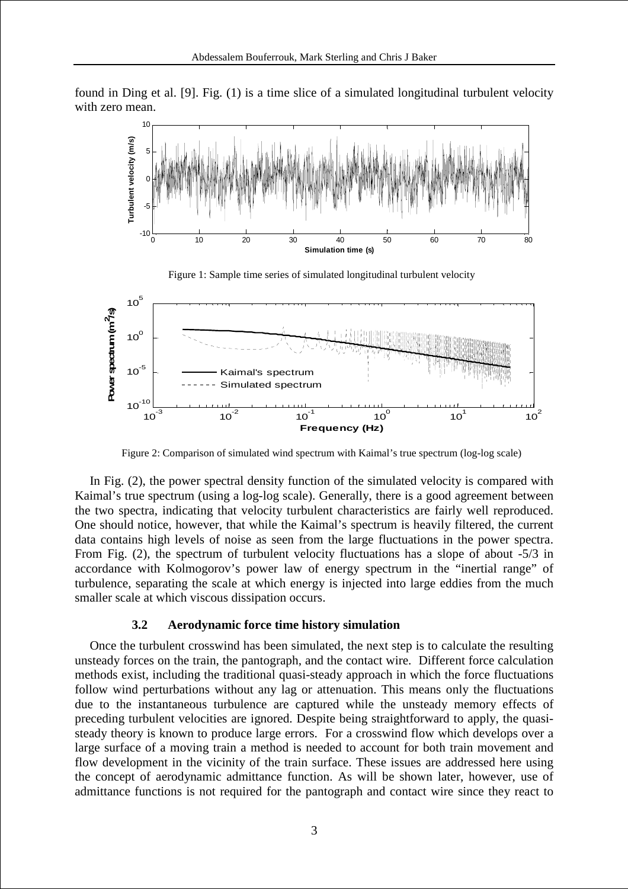found in Ding et al. [9]. Fig. (1) is a time slice of a simulated longitudinal turbulent velocity with zero mean.

Figure 1: Sample time series of simulated longitudinal turbulent velocity

Figure 2: Comparison of simulated wind spectrum with Kaimal's true spectrum (log-log scale)

In Fig. (2), the power spectral density function of the simulated velocity is compared with Kaimal's true spectrum (using a log-log scale). Generally, there is a good agreement between the two spectra, indicating that velocity turbulent characteristics are fairly well reproduced. One should notice, however, that while the Kaimal's spectrum is heavily filtered, the current data contains high levels of noise as seen from the large fluctuations in the power spectra. From Fig. (2), the spectrum of turbulent velocity fluctuations has a slope of about -5/3 in accordance with Kolmogorov's power law of energy spectrum in the "inertial range" of turbulence, separating the scale at which energy is injected into large eddies from the much smaller scale at which viscous dissipation occurs.

### 3.2 Aerodynamic force time history simulation

Once the turbulent crosswind has been simulated, the next step is to calculate the resulting unsteady forces on the train, the pantograph, and the contact wire. Different force calculation methods exist, including the traditional quasi-steady approach in which the force fluctuations follow wind perturbations without any lag or attenuation. This means only the fluctuations due to the instantaneous turbulence are captured while the unsteady memory effects of preceding turbulent velocities are ignored. Despite being straightforward to apply, the quasi-steady theory is known to produce large errors. For a crosswind flow which develops over a large surface of a moving train a method is needed to account for both train movement and flow development in the vicinity of the train surface. These issues are addressed here using the concept of aerodynamic admittance function. As will be shown later, however, use of admittance functions is not required for the pantograph and contact wire since they react to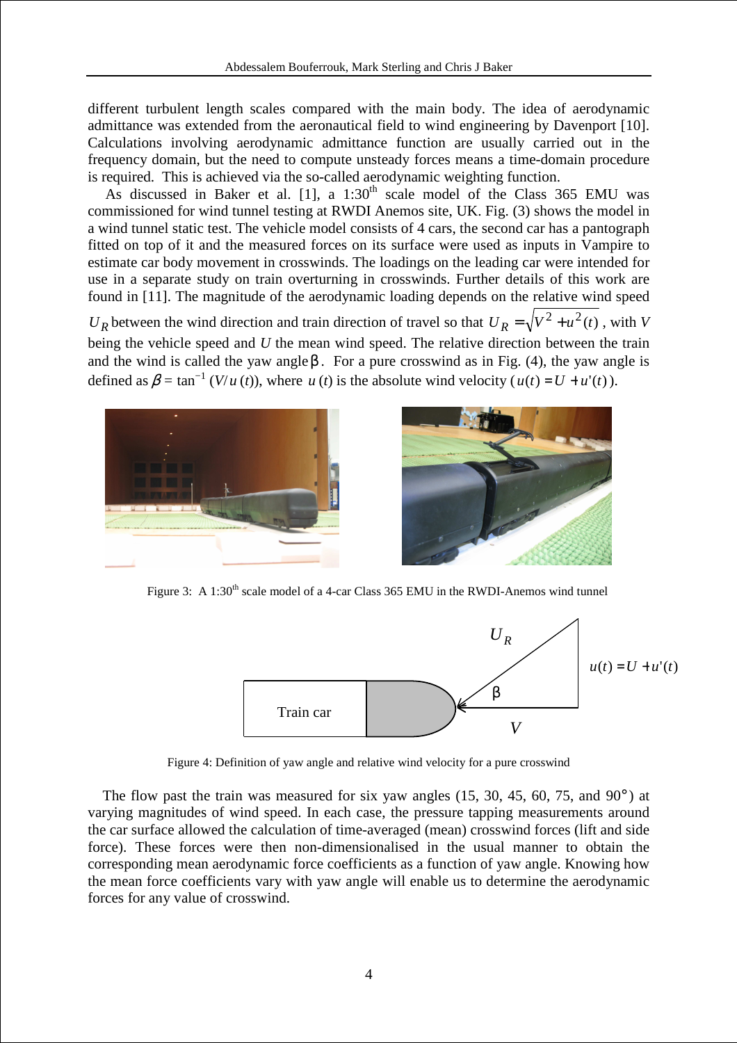different turbulent length scales compared with the main body. The idea of aerodynamic admittance was extended from the aeronautical field to wind engineering by Davenport [10]. Calculations involving aerodynamic admittance function are usually carried out in the frequency domain, but the need to compute unsteady forces means a time-domain procedure is required. This is achieved via the so-called aerodynamic weighting function.

As discussed in Baker et al. [1], a 1:30th scale model of the Class 365 EMU was commissioned for wind tunnel testing at RWDI Anemos site, UK. Fig. (3) shows the model in a wind tunnel static test. The vehicle model consists of 4 cars, the second car has a pantograph fitted on top of it and the measured forces on its surface were used as inputs in Vampire to estimate car body movement in crosswinds. The loadings on the leading car were intended for use in a separate study on train overturning in crosswinds. Further details of this work are found in [11]. The magnitude of the aerodynamic loading depends on the relative wind speed $U_R$ between the wind direction and train direction of travel so that $U_R = \sqrt{V^2 + u^2(t)}$, with $V$ being the vehicle speed and $U$ the mean wind speed. The relative direction between the train and the wind is called the yaw angle $\beta$. For a pure crosswind as in Fig. (4), the yaw angle is defined as $\beta = \tan^{-1}(V/u(t))$, where $u(t)$ is the absolute wind velocity ($u(t) = U + u'(t)$).

Figure 3: A 1:30th scale model of a 4-car Class 365 EMU in the RWDI-Anemos wind tunnel

Figure 4: Definition of yaw angle and relative wind velocity for a pure crosswind

The flow past the train was measured for six yaw angles (15, 30, 45, 60, 75, and 90°) at varying magnitudes of wind speed. In each case, the pressure tapping measurements around the car surface allowed the calculation of time-averaged (mean) crosswind forces (lift and side force). These forces were then non-dimensionalised in the usual manner to obtain the corresponding mean aerodynamic force coefficients as a function of yaw angle. Knowing how the mean force coefficients vary with yaw angle will enable us to determine the aerodynamic forces for any value of crosswind.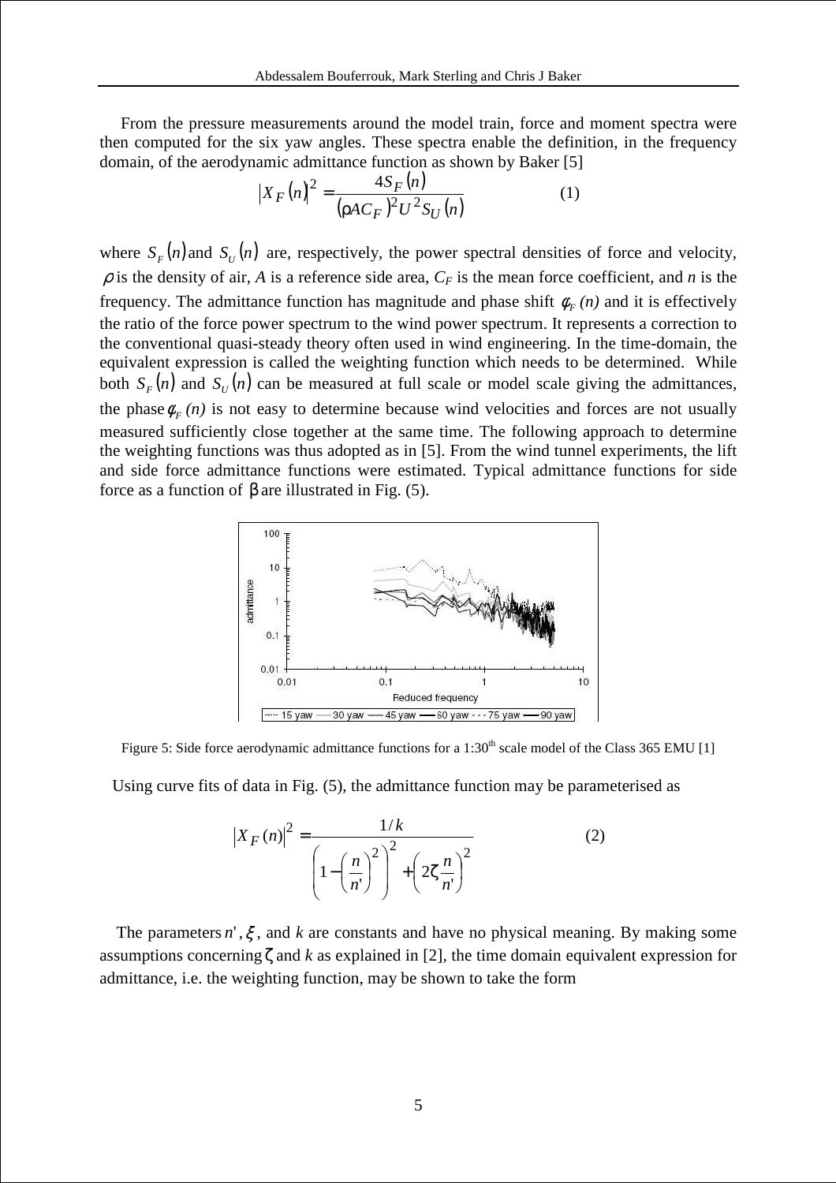From the pressure measurements around the model train, force and moment spectra were then computed for the six yaw angles. These spectra enable the definition, in the frequency domain, of the aerodynamic admittance function as shown by Baker [5]

$$|X_F(n)|^2 = \frac{4S_F(n)}{(\rho A C_F)^2 U^2 S_U(n)} \tag{1}$$

where $S_F(n)$ and $S_U(n)$ are, respectively, the power spectral densities of force and velocity, $\rho$ is the density of air, $A$ is a reference side area, $C_F$ is the mean force coefficient, and $n$ is the frequency. The admittance function has magnitude and phase shift $\phi_F(n)$ and it is effectively the ratio of the force power spectrum to the wind power spectrum. It represents a correction to the conventional quasi-steady theory often used in wind engineering. In the time-domain, the equivalent expression is called the weighting function which needs to be determined. While both $S_F(n)$ and $S_U(n)$ can be measured at full scale or model scale giving the admittances, the phase $\phi_F(n)$ is not easy to determine because wind velocities and forces are not usually measured sufficiently close together at the same time. The following approach to determine the weighting functions was thus adopted as in [5]. From the wind tunnel experiments, the lift and side force admittance functions were estimated. Typical admittance functions for side force as a function of $\beta$ are illustrated in Fig. (5).

Figure 5: Side force aerodynamic admittance functions for a 1:30[th] scale model of the Class 365 EMU [1]

Using curve fits of data in Fig. (5), the admittance function may be parameterised as

$$|X_F(n)|^2 = \frac{1/k}{\left(1 - \left(\frac{n}{n'}\right)^2\right)^2 + \left(2\zeta \frac{n}{n'}\right)^2} \tag{2}$$

The parameters $n'$, $\xi$, and $k$ are constants and have no physical meaning. By making some assumptions concerning $\zeta$ and $k$ as explained in [2], the time domain equivalent expression for admittance, i.e. the weighting function, may be shown to take the form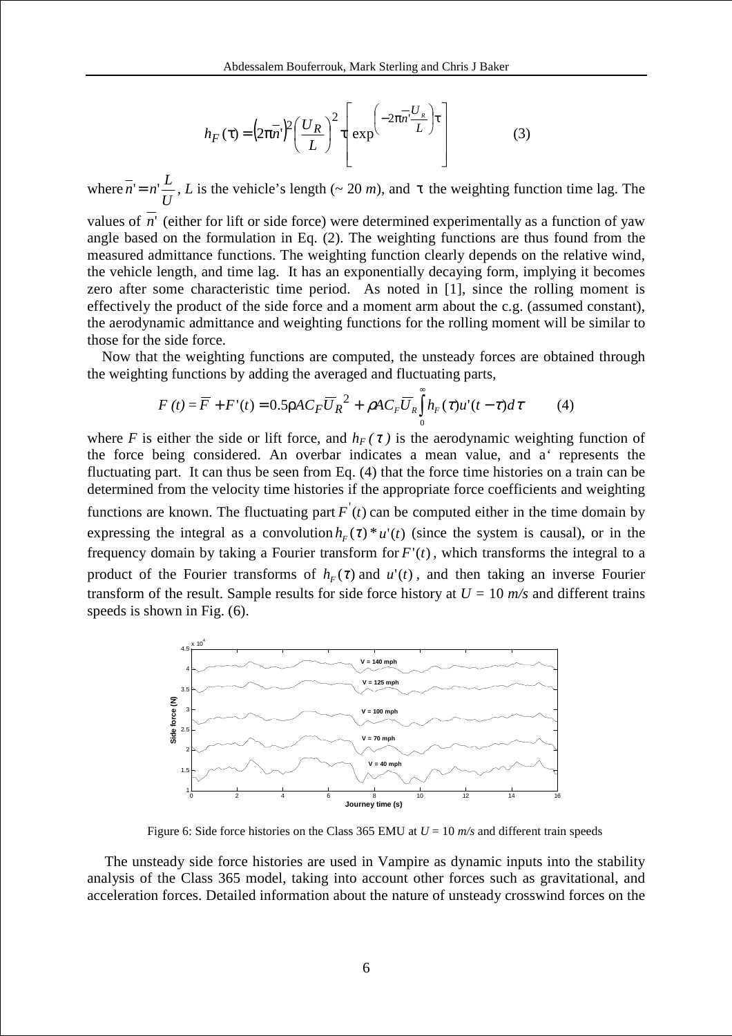$$h_F(\tau) = \left(2\pi\overline{n}'\right)^2 \left(\frac{U_R}{L}\right)^2 \tau \left[\exp^{\left(-2\pi\overline{n}'\frac{U_R}{L}\right)\tau}\right] \qquad (3)$$

where $\overline{n}' = n'\dfrac{L}{U}$, $L$ is the vehicle's length (~ 20 $m$), and $\tau$ the weighting function time lag. The values of $\overline{n}'$ (either for lift or side force) were determined experimentally as a function of yaw angle based on the formulation in Eq. (2). The weighting functions are thus found from the measured admittance functions. The weighting function clearly depends on the relative wind, the vehicle length, and time lag. It has an exponentially decaying form, implying it becomes zero after some characteristic time period. As noted in [1], since the rolling moment is effectively the product of the side force and a moment arm about the c.g. (assumed constant), the aerodynamic admittance and weighting functions for the rolling moment will be similar to those for the side force.

Now that the weighting functions are computed, the unsteady forces are obtained through the weighting functions by adding the averaged and fluctuating parts,

$$F\,(t) = \overline{F} + F'(t) = 0.5\rho A C_F \overline{U}_R^{\,2} + \rho A C_F \overline{U}_R \int_0^\infty h_F(\tau) u'(t-\tau) d\tau \qquad (4)$$

where $F$ is either the side or lift force, and $h_F(\tau)$ is the aerodynamic weighting function of the force being considered. An overbar indicates a mean value, and a' represents the fluctuating part. It can thus be seen from Eq. (4) that the force time histories on a train can be determined from the velocity time histories if the appropriate force coefficients and weighting functions are known. The fluctuating part $F'(t)$ can be computed either in the time domain by expressing the integral as a convolution $h_F(\tau) * u'(t)$ (since the system is causal), or in the frequency domain by taking a Fourier transform for $F'(t)$, which transforms the integral to a product of the Fourier transforms of $h_F(\tau)$ and $u'(t)$, and then taking an inverse Fourier transform of the result. Sample results for side force history at $U = 10$ $m/s$ and different trains speeds is shown in Fig. (6).

Figure 6: Side force histories on the Class 365 EMU at $U = 10$ $m/s$ and different train speeds

The unsteady side force histories are used in Vampire as dynamic inputs into the stability analysis of the Class 365 model, taking into account other forces such as gravitational, and acceleration forces. Detailed information about the nature of unsteady crosswind forces on the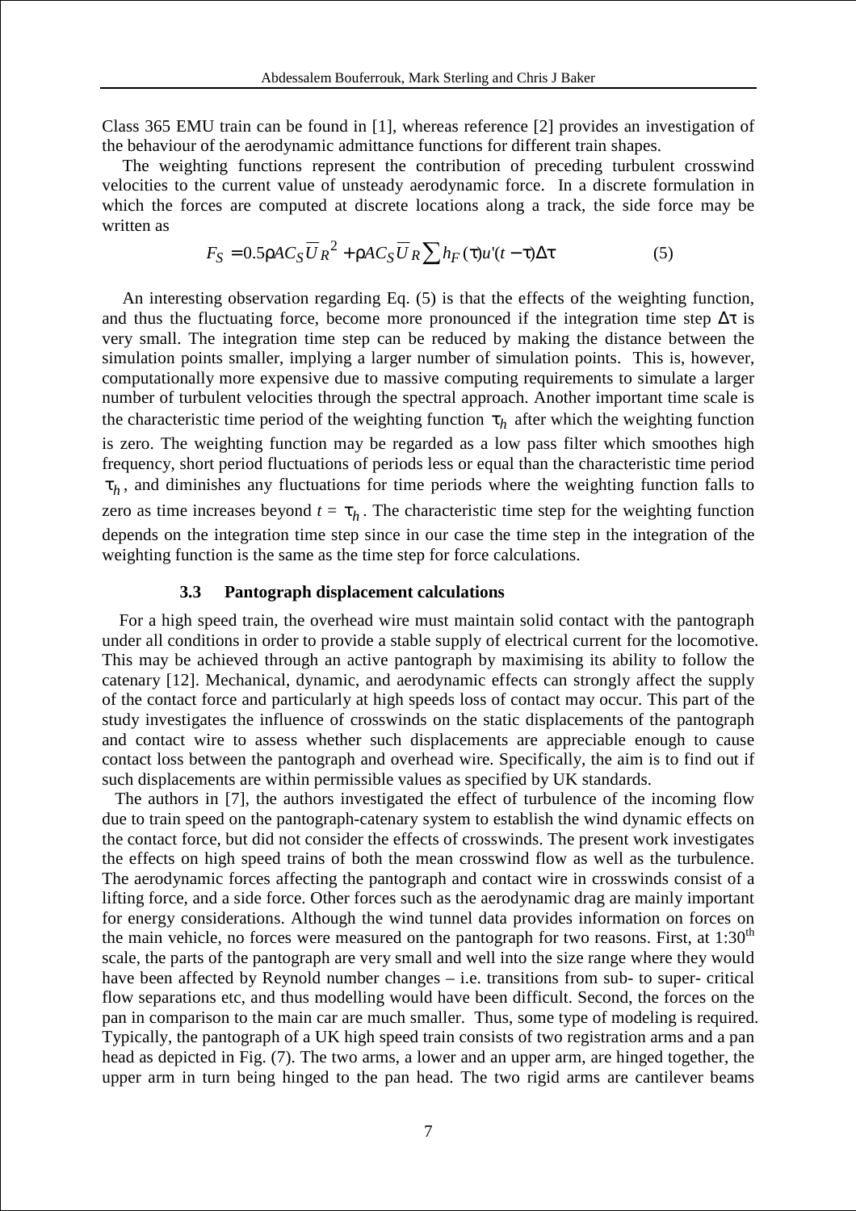Class 365 EMU train can be found in [1], whereas reference [2] provides an investigation of the behaviour of the aerodynamic admittance functions for different train shapes.

The weighting functions represent the contribution of preceding turbulent crosswind velocities to the current value of unsteady aerodynamic force. In a discrete formulation in which the forces are computed at discrete locations along a track, the side force may be written as

$$F_S = 0.5\rho A C_S \overline{U}_R^{\,2} + \rho A C_S \overline{U}_R \sum h_F(\tau) u'(t-\tau)\Delta\tau \tag{5}$$

An interesting observation regarding Eq. (5) is that the effects of the weighting function, and thus the fluctuating force, become more pronounced if the integration time step $\Delta\tau$ is very small. The integration time step can be reduced by making the distance between the simulation points smaller, implying a larger number of simulation points. This is, however, computationally more expensive due to massive computing requirements to simulate a larger number of turbulent velocities through the spectral approach. Another important time scale is the characteristic time period of the weighting function $\tau_h$ after which the weighting function is zero. The weighting function may be regarded as a low pass filter which smoothes high frequency, short period fluctuations of periods less or equal than the characteristic time period $\tau_h$, and diminishes any fluctuations for time periods where the weighting function falls to zero as time increases beyond $t = \tau_h$. The characteristic time step for the weighting function depends on the integration time step since in our case the time step in the integration of the weighting function is the same as the time step for force calculations.

### 3.3 Pantograph displacement calculations

For a high speed train, the overhead wire must maintain solid contact with the pantograph under all conditions in order to provide a stable supply of electrical current for the locomotive. This may be achieved through an active pantograph by maximising its ability to follow the catenary [12]. Mechanical, dynamic, and aerodynamic effects can strongly affect the supply of the contact force and particularly at high speeds loss of contact may occur. This part of the study investigates the influence of crosswinds on the static displacements of the pantograph and contact wire to assess whether such displacements are appreciable enough to cause contact loss between the pantograph and overhead wire. Specifically, the aim is to find out if such displacements are within permissible values as specified by UK standards.

The authors in [7], the authors investigated the effect of turbulence of the incoming flow due to train speed on the pantograph-catenary system to establish the wind dynamic effects on the contact force, but did not consider the effects of crosswinds. The present work investigates the effects on high speed trains of both the mean crosswind flow as well as the turbulence. The aerodynamic forces affecting the pantograph and contact wire in crosswinds consist of a lifting force, and a side force. Other forces such as the aerodynamic drag are mainly important for energy considerations. Although the wind tunnel data provides information on forces on the main vehicle, no forces were measured on the pantograph for two reasons. First, at 1:30$^{\text{th}}$ scale, the parts of the pantograph are very small and well into the size range where they would have been affected by Reynold number changes – i.e. transitions from sub- to super- critical flow separations etc, and thus modelling would have been difficult. Second, the forces on the pan in comparison to the main car are much smaller. Thus, some type of modeling is required. Typically, the pantograph of a UK high speed train consists of two registration arms and a pan head as depicted in Fig. (7). The two arms, a lower and an upper arm, are hinged together, the upper arm in turn being hinged to the pan head. The two rigid arms are cantilever beams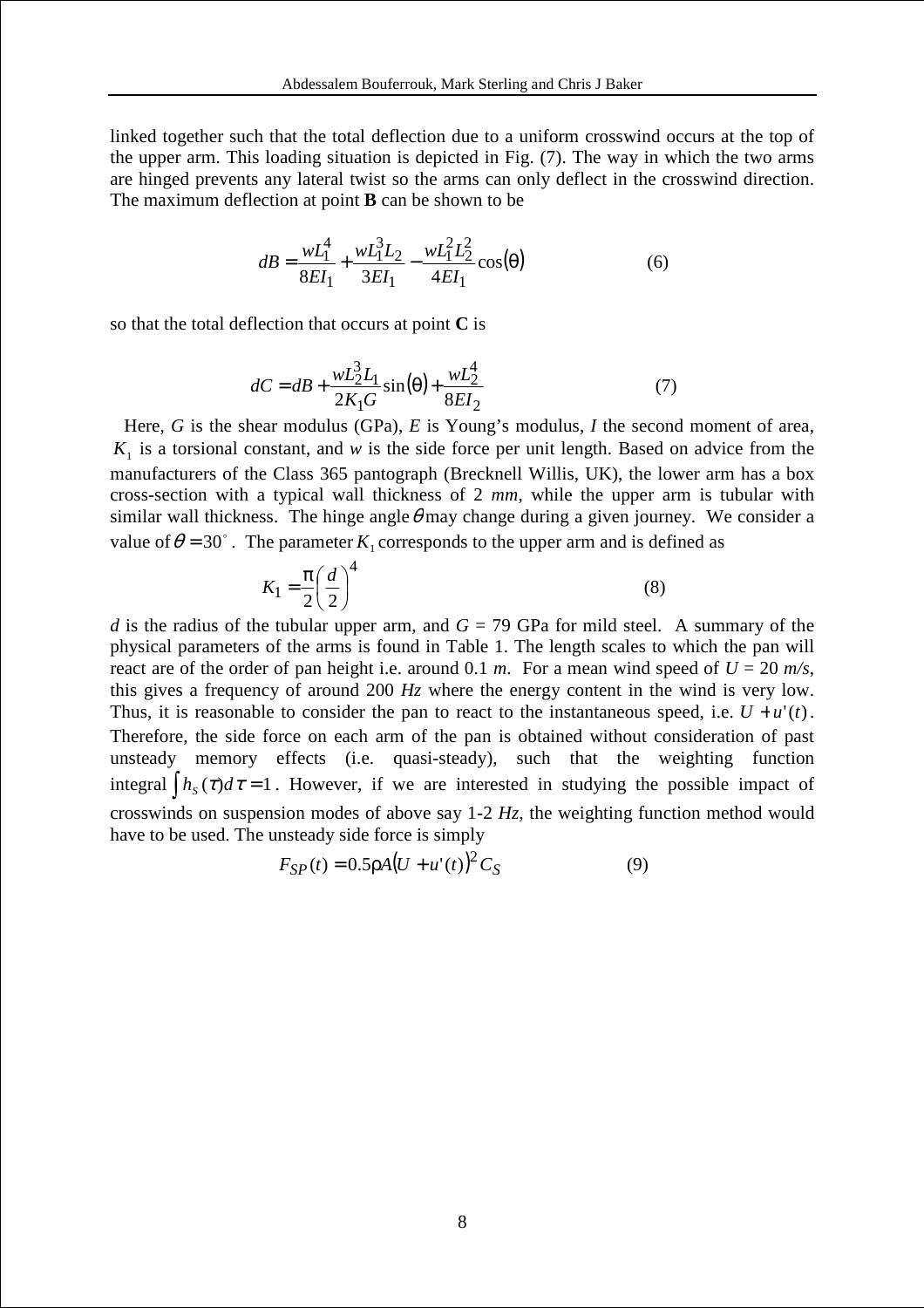linked together such that the total deflection due to a uniform crosswind occurs at the top of the upper arm. This loading situation is depicted in Fig. (7). The way in which the two arms are hinged prevents any lateral twist so the arms can only deflect in the crosswind direction. The maximum deflection at point **B** can be shown to be

$$dB = \frac{wL_1^4}{8EI_1} + \frac{wL_1^3 L_2}{3EI_1} - \frac{wL_1^2 L_2^2}{4EI_1}\cos(\theta) \tag{6}$$

so that the total deflection that occurs at point **C** is

$$dC = dB + \frac{wL_2^3 L_1}{2K_1 G}\sin(\theta) + \frac{wL_2^4}{8EI_2} \tag{7}$$

Here, $G$ is the shear modulus (GPa), $E$ is Young's modulus, $I$ the second moment of area, $K_1$ is a torsional constant, and $w$ is the side force per unit length. Based on advice from the manufacturers of the Class 365 pantograph (Brecknell Willis, UK), the lower arm has a box cross-section with a typical wall thickness of 2 *mm*, while the upper arm is tubular with similar wall thickness. The hinge angle $\theta$ may change during a given journey. We consider a value of $\theta = 30^\circ$. The parameter $K_1$ corresponds to the upper arm and is defined as

$$K_1 = \frac{\pi}{2}\left(\frac{d}{2}\right)^4 \tag{8}$$

$d$ is the radius of the tubular upper arm, and $G$ = 79 GPa for mild steel. A summary of the physical parameters of the arms is found in Table 1. The length scales to which the pan will react are of the order of pan height i.e. around 0.1 *m*. For a mean wind speed of $U$ = 20 *m/s*, this gives a frequency of around 200 *Hz* where the energy content in the wind is very low. Thus, it is reasonable to consider the pan to react to the instantaneous speed, i.e. $U + u'(t)$. Therefore, the side force on each arm of the pan is obtained without consideration of past unsteady memory effects (i.e. quasi-steady), such that the weighting function integral $\int h_s(\tau)d\tau = 1$. However, if we are interested in studying the possible impact of crosswinds on suspension modes of above say 1-2 *Hz*, the weighting function method would have to be used. The unsteady side force is simply

$$F_{SP}(t) = 0.5\rho A(U + u'(t))^2 C_S \tag{9}$$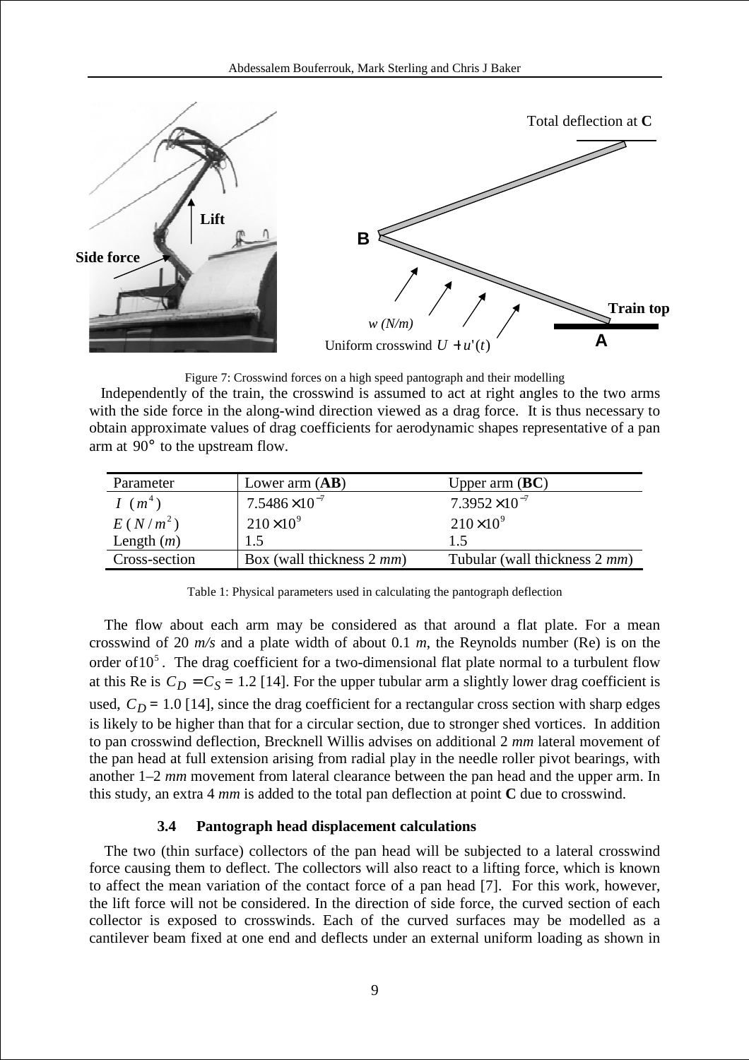Figure 7: Crosswind forces on a high speed pantograph and their modelling

Independently of the train, the crosswind is assumed to act at right angles to the two arms with the side force in the along-wind direction viewed as a drag force. It is thus necessary to obtain approximate values of drag coefficients for aerodynamic shapes representative of a pan arm at $90°$ to the upstream flow.

| Parameter | Lower arm (**AB**) | Upper arm (**BC**) |
|---|---|---|
| $I$ ($m^4$) | $7.5486 \times 10^{-7}$ | $7.3952 \times 10^{-7}$ |
| $E$ ($N/m^2$) | $210 \times 10^9$ | $210 \times 10^9$ |
| Length ($m$) | 1.5 | 1.5 |
| Cross-section | Box (wall thickness 2 *mm*) | Tubular (wall thickness 2 *mm*) |

Table 1: Physical parameters used in calculating the pantograph deflection

The flow about each arm may be considered as that around a flat plate. For a mean crosswind of 20 *m/s* and a plate width of about 0.1 *m*, the Reynolds number (Re) is on the order of $10^5$. The drag coefficient for a two-dimensional flat plate normal to a turbulent flow at this Re is $C_D = C_S = 1.2$ [14]. For the upper tubular arm a slightly lower drag coefficient is used, $C_D = 1.0$ [14], since the drag coefficient for a rectangular cross section with sharp edges is likely to be higher than that for a circular section, due to stronger shed vortices. In addition to pan crosswind deflection, Brecknell Willis advises on additional 2 *mm* lateral movement of the pan head at full extension arising from radial play in the needle roller pivot bearings, with another 1–2 *mm* movement from lateral clearance between the pan head and the upper arm. In this study, an extra 4 *mm* is added to the total pan deflection at point **C** due to crosswind.

### 3.4 Pantograph head displacement calculations

The two (thin surface) collectors of the pan head will be subjected to a lateral crosswind force causing them to deflect. The collectors will also react to a lifting force, which is known to affect the mean variation of the contact force of a pan head [7]. For this work, however, the lift force will not be considered. In the direction of side force, the curved section of each collector is exposed to crosswinds. Each of the curved surfaces may be modelled as a cantilever beam fixed at one end and deflects under an external uniform loading as shown in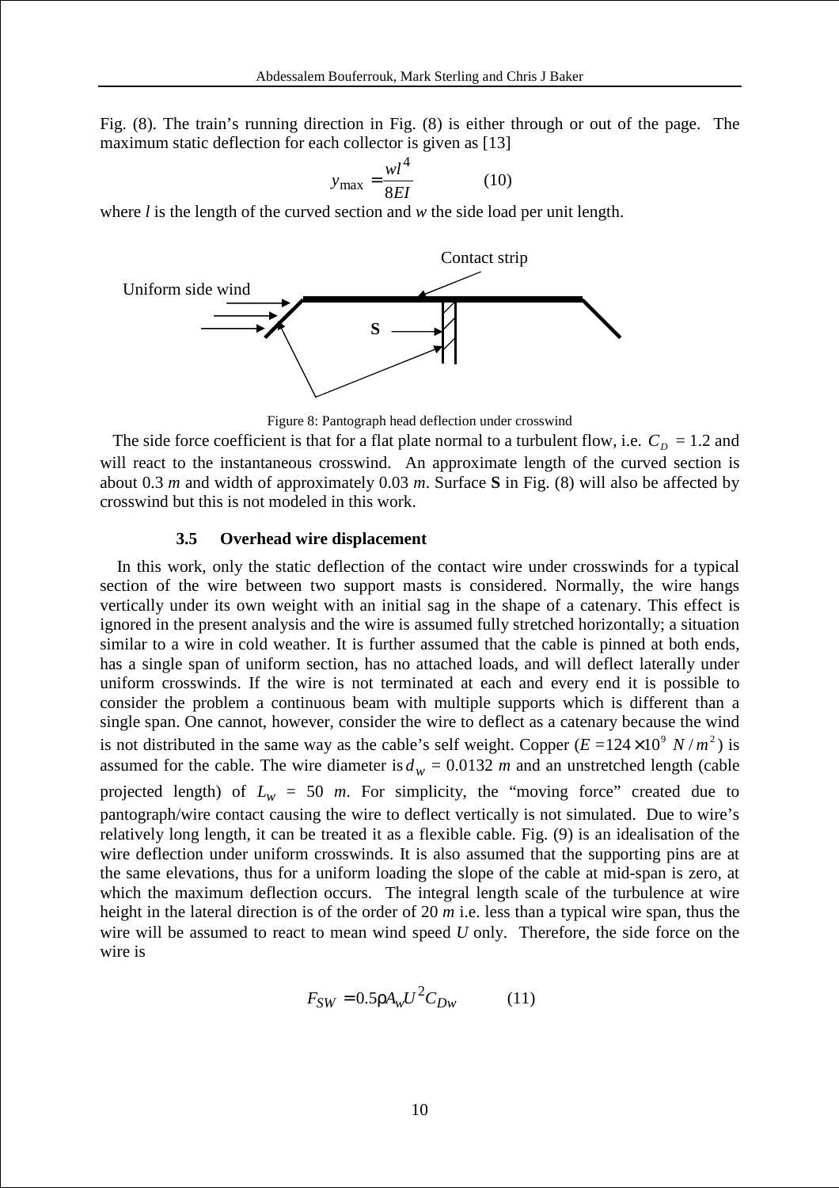Fig. (8). The train's running direction in Fig. (8) is either through or out of the page. The maximum static deflection for each collector is given as [13]

$$y_{\max} = \frac{wl^4}{8EI} \qquad (10)$$

where *l* is the length of the curved section and *w* the side load per unit length.

Figure 8: Pantograph head deflection under crosswind

The side force coefficient is that for a flat plate normal to a turbulent flow, i.e. $C_D = 1.2$ and will react to the instantaneous crosswind. An approximate length of the curved section is about 0.3 *m* and width of approximately 0.03 *m*. Surface **S** in Fig. (8) will also be affected by crosswind but this is not modeled in this work.

### 3.5 Overhead wire displacement

In this work, only the static deflection of the contact wire under crosswinds for a typical section of the wire between two support masts is considered. Normally, the wire hangs vertically under its own weight with an initial sag in the shape of a catenary. This effect is ignored in the present analysis and the wire is assumed fully stretched horizontally; a situation similar to a wire in cold weather. It is further assumed that the cable is pinned at both ends, has a single span of uniform section, has no attached loads, and will deflect laterally under uniform crosswinds. If the wire is not terminated at each and every end it is possible to consider the problem a continuous beam with multiple supports which is different than a single span. One cannot, however, consider the wire to deflect as a catenary because the wind is not distributed in the same way as the cable's self weight. Copper ($E = 124 \times 10^9 \ N/m^2$) is assumed for the cable. The wire diameter is $d_w$ = 0.0132 *m* and an unstretched length (cable projected length) of $L_w$ = 50 *m*. For simplicity, the "moving force" created due to pantograph/wire contact causing the wire to deflect vertically is not simulated. Due to wire's relatively long length, it can be treated it as a flexible cable. Fig. (9) is an idealisation of the wire deflection under uniform crosswinds. It is also assumed that the supporting pins are at the same elevations, thus for a uniform loading the slope of the cable at mid-span is zero, at which the maximum deflection occurs. The integral length scale of the turbulence at wire height in the lateral direction is of the order of 20 *m* i.e. less than a typical wire span, thus the wire will be assumed to react to mean wind speed *U* only. Therefore, the side force on the wire is

$$F_{SW} = 0.5\rho A_w U^2 C_{Dw} \qquad (11)$$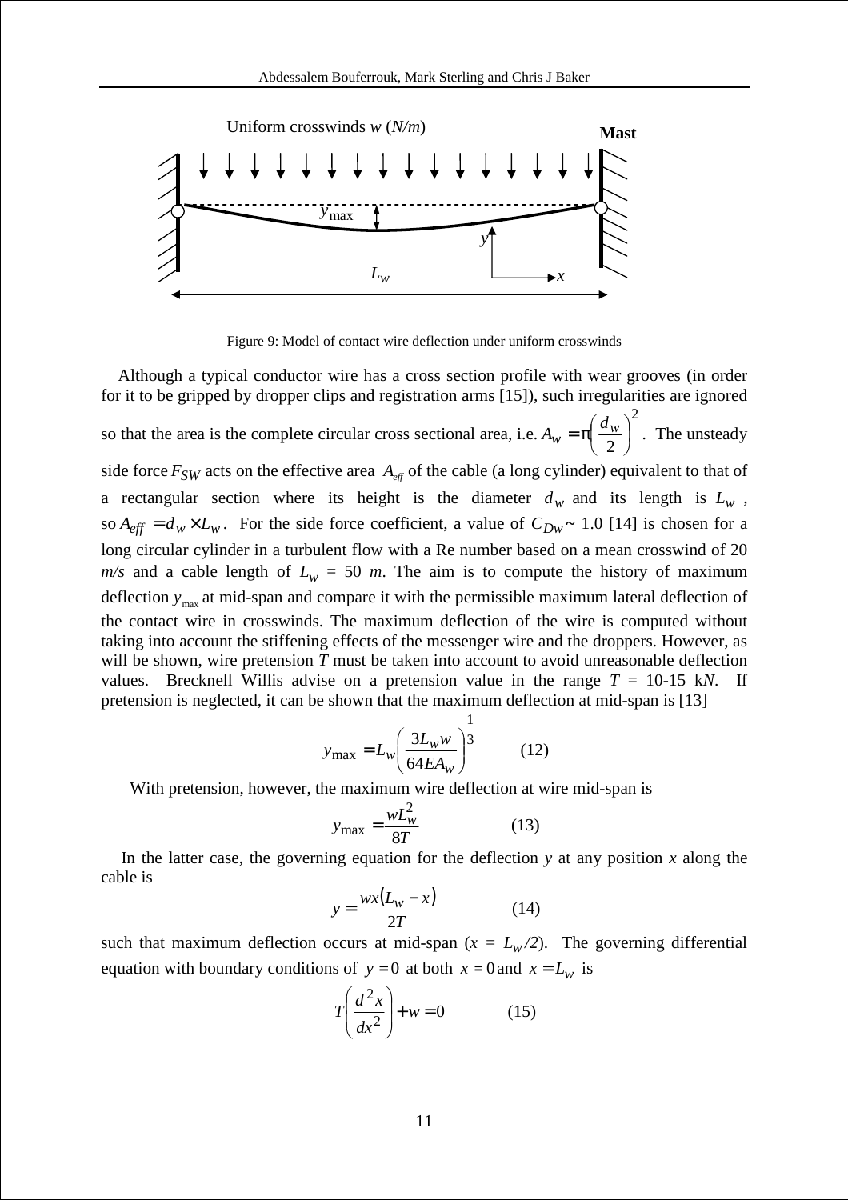Figure 9: Model of contact wire deflection under uniform crosswinds

Although a typical conductor wire has a cross section profile with wear grooves (in order for it to be gripped by dropper clips and registration arms [15]), such irregularities are ignored so that the area is the complete circular cross sectional area, i.e. $A_w = \pi\left(\frac{d_w}{2}\right)^2$. The unsteady side force $F_{SW}$ acts on the effective area $A_{eff}$ of the cable (a long cylinder) equivalent to that of a rectangular section where its height is the diameter $d_w$ and its length is $L_w$, so $A_{eff} = d_w \times L_w$. For the side force coefficient, a value of $C_{Dw} \sim 1.0$ [14] is chosen for a long circular cylinder in a turbulent flow with a Re number based on a mean crosswind of 20 *m/s* and a cable length of $L_w$ = 50 *m*. The aim is to compute the history of maximum deflection $y_{max}$ at mid-span and compare it with the permissible maximum lateral deflection of the contact wire in crosswinds. The maximum deflection of the wire is computed without taking into account the stiffening effects of the messenger wire and the droppers. However, as will be shown, wire pretension $T$ must be taken into account to avoid unreasonable deflection values. Brecknell Willis advise on a pretension value in the range $T$ = 10-15 k*N*. If pretension is neglected, it can be shown that the maximum deflection at mid-span is [13]

$$y_{max} = L_w\left(\frac{3L_w w}{64EA_w}\right)^{\frac{1}{3}} \qquad (12)$$

With pretension, however, the maximum wire deflection at wire mid-span is

$$y_{max} = \frac{wL_w^2}{8T} \qquad (13)$$

In the latter case, the governing equation for the deflection $y$ at any position $x$ along the cable is

$$y = \frac{wx(L_w - x)}{2T} \qquad (14)$$

such that maximum deflection occurs at mid-span ($x = L_w/2$). The governing differential equation with boundary conditions of $y = 0$ at both $x = 0$ and $x = L_w$ is

$$T\left(\frac{d^2x}{dx^2}\right) + w = 0 \qquad (15)$$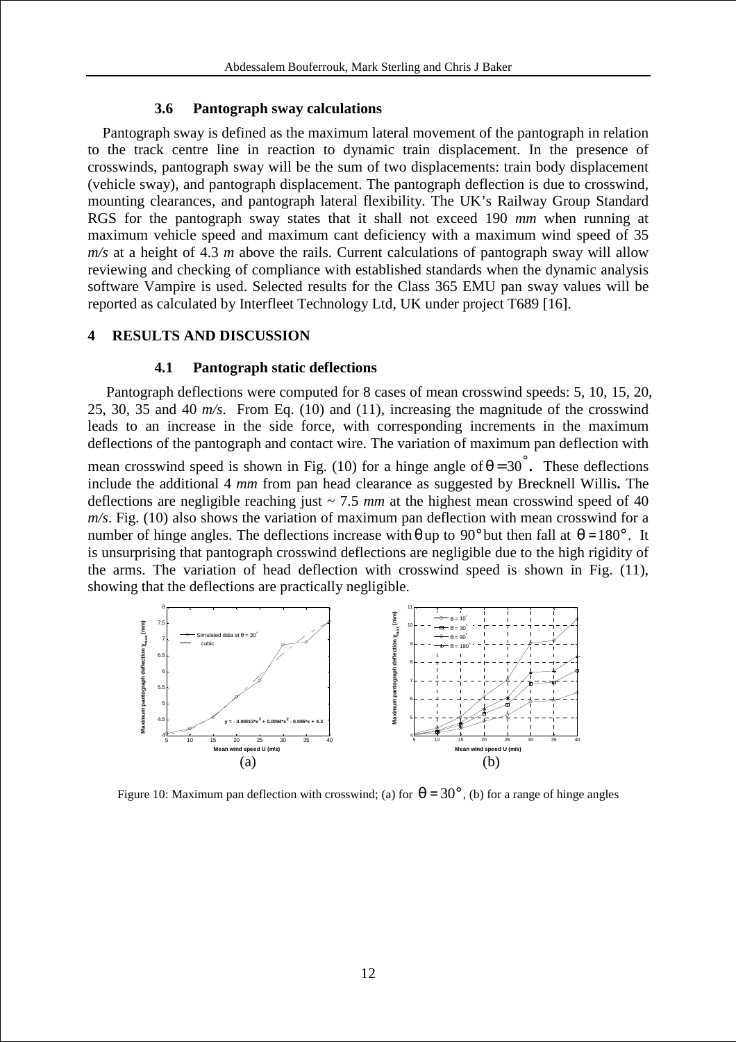### 3.6 Pantograph sway calculations

Pantograph sway is defined as the maximum lateral movement of the pantograph in relation to the track centre line in reaction to dynamic train displacement. In the presence of crosswinds, pantograph sway will be the sum of two displacements: train body displacement (vehicle sway), and pantograph displacement. The pantograph deflection is due to crosswind, mounting clearances, and pantograph lateral flexibility. The UK's Railway Group Standard RGS for the pantograph sway states that it shall not exceed 190 *mm* when running at maximum vehicle speed and maximum cant deficiency with a maximum wind speed of 35 *m/s* at a height of 4.3 *m* above the rails. Current calculations of pantograph sway will allow reviewing and checking of compliance with established standards when the dynamic analysis software Vampire is used. Selected results for the Class 365 EMU pan sway values will be reported as calculated by Interfleet Technology Ltd, UK under project T689 [16].

## 4 RESULTS AND DISCUSSION

### 4.1 Pantograph static deflections

Pantograph deflections were computed for 8 cases of mean crosswind speeds: 5, 10, 15, 20, 25, 30, 35 and 40 *m/s*. From Eq. (10) and (11), increasing the magnitude of the crosswind leads to an increase in the side force, with corresponding increments in the maximum deflections of the pantograph and contact wire. The variation of maximum pan deflection with mean crosswind speed is shown in Fig. (10) for a hinge angle of $\theta = 30^\circ$. These deflections include the additional 4 *mm* from pan head clearance as suggested by Brecknell Willis**.** The deflections are negligible reaching just ~ 7.5 *mm* at the highest mean crosswind speed of 40 *m/s*. Fig. (10) also shows the variation of maximum pan deflection with mean crosswind for a number of hinge angles. The deflections increase with $\theta$ up to $90°$ but then fall at $\theta = 180°$. It is unsurprising that pantograph crosswind deflections are negligible due to the high rigidity of the arms. The variation of head deflection with crosswind speed is shown in Fig. (11), showing that the deflections are practically negligible.

Figure 10: Maximum pan deflection with crosswind; (a) for $\theta = 30°$, (b) for a range of hinge angles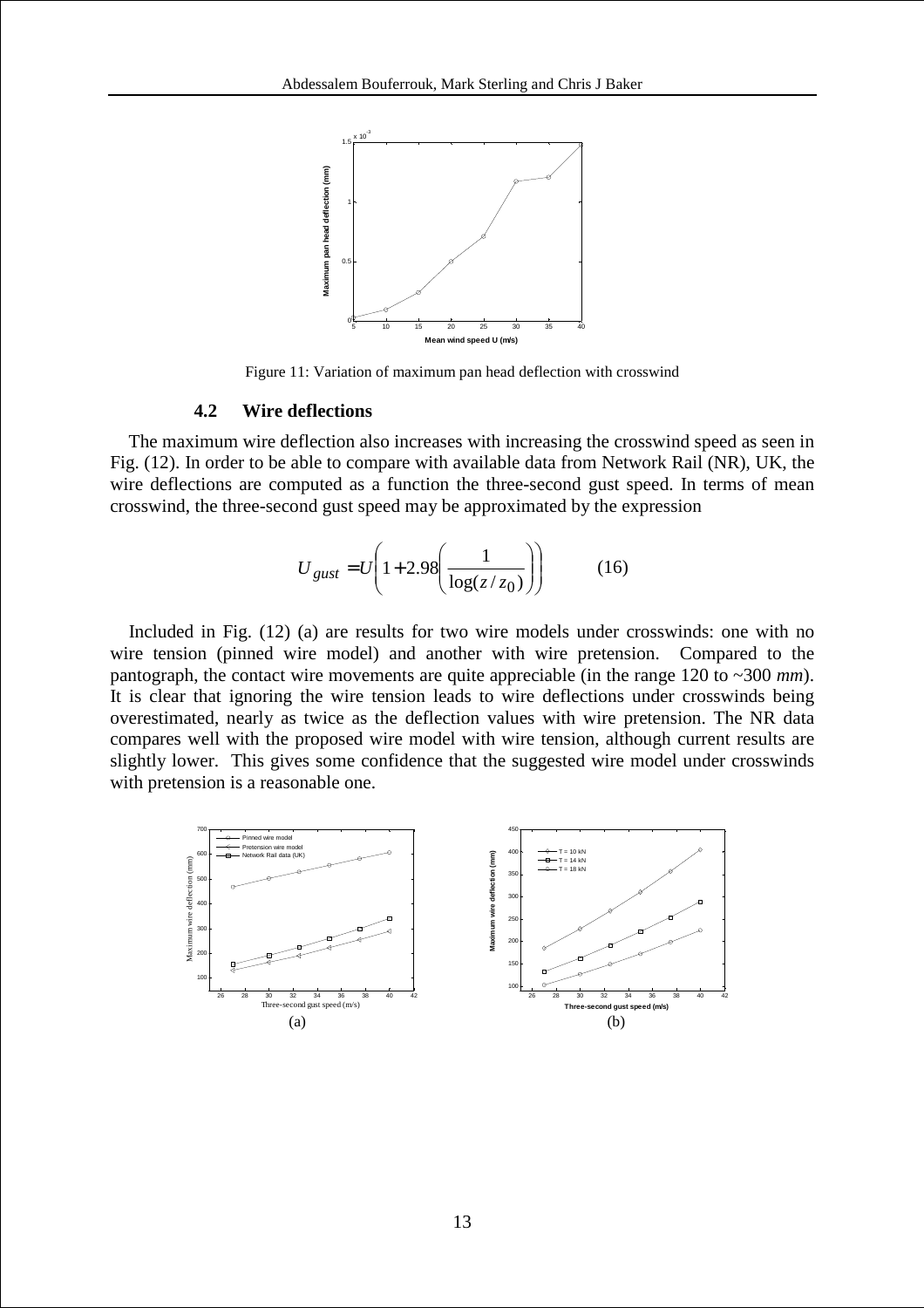Figure 11: Variation of maximum pan head deflection with crosswind

### 4.2 Wire deflections

The maximum wire deflection also increases with increasing the crosswind speed as seen in Fig. (12). In order to be able to compare with available data from Network Rail (NR), UK, the wire deflections are computed as a function the three-second gust speed. In terms of mean crosswind, the three-second gust speed may be approximated by the expression

$$U_{gust} = U\left(1 + 2.98\left(\frac{1}{\log(z/z_0)}\right)\right) \qquad (16)$$

Included in Fig. (12) (a) are results for two wire models under crosswinds: one with no wire tension (pinned wire model) and another with wire pretension. Compared to the pantograph, the contact wire movements are quite appreciable (in the range 120 to ~300 *mm*). It is clear that ignoring the wire tension leads to wire deflections under crosswinds being overestimated, nearly as twice as the deflection values with wire pretension. The NR data compares well with the proposed wire model with wire tension, although current results are slightly lower. This gives some confidence that the suggested wire model under crosswinds with pretension is a reasonable one.

(a) (b)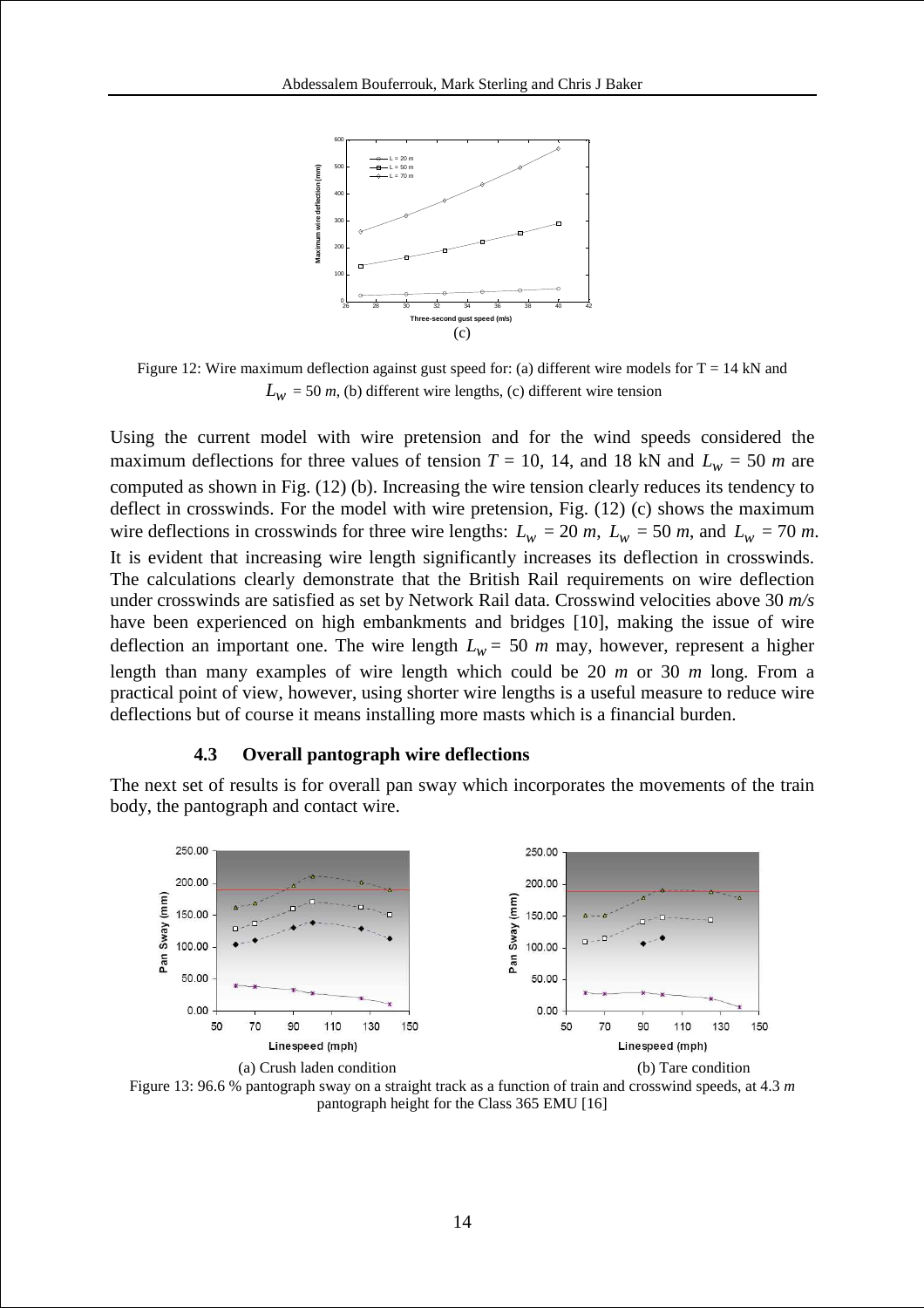(c)

Figure 12: Wire maximum deflection against gust speed for: (a) different wire models for T = 14 kN and $L_w$ = 50 *m*, (b) different wire lengths, (c) different wire tension

Using the current model with wire pretension and for the wind speeds considered the maximum deflections for three values of tension $T$ = 10, 14, and 18 kN and $L_w$ = 50 *m* are computed as shown in Fig. (12) (b). Increasing the wire tension clearly reduces its tendency to deflect in crosswinds. For the model with wire pretension, Fig. (12) (c) shows the maximum wire deflections in crosswinds for three wire lengths: $L_w$ = 20 *m*, $L_w$ = 50 *m*, and $L_w$ = 70 *m*. It is evident that increasing wire length significantly increases its deflection in crosswinds. The calculations clearly demonstrate that the British Rail requirements on wire deflection under crosswinds are satisfied as set by Network Rail data. Crosswind velocities above 30 *m/s* have been experienced on high embankments and bridges [10], making the issue of wire deflection an important one. The wire length $L_w$ = 50 *m* may, however, represent a higher length than many examples of wire length which could be 20 *m* or 30 *m* long. From a practical point of view, however, using shorter wire lengths is a useful measure to reduce wire deflections but of course it means installing more masts which is a financial burden.

### 4.3 Overall pantograph wire deflections

The next set of results is for overall pan sway which incorporates the movements of the train body, the pantograph and contact wire.

(a) Crush laden condition

(b) Tare condition

Figure 13: 96.6 % pantograph sway on a straight track as a function of train and crosswind speeds, at 4.3 *m* pantograph height for the Class 365 EMU [16]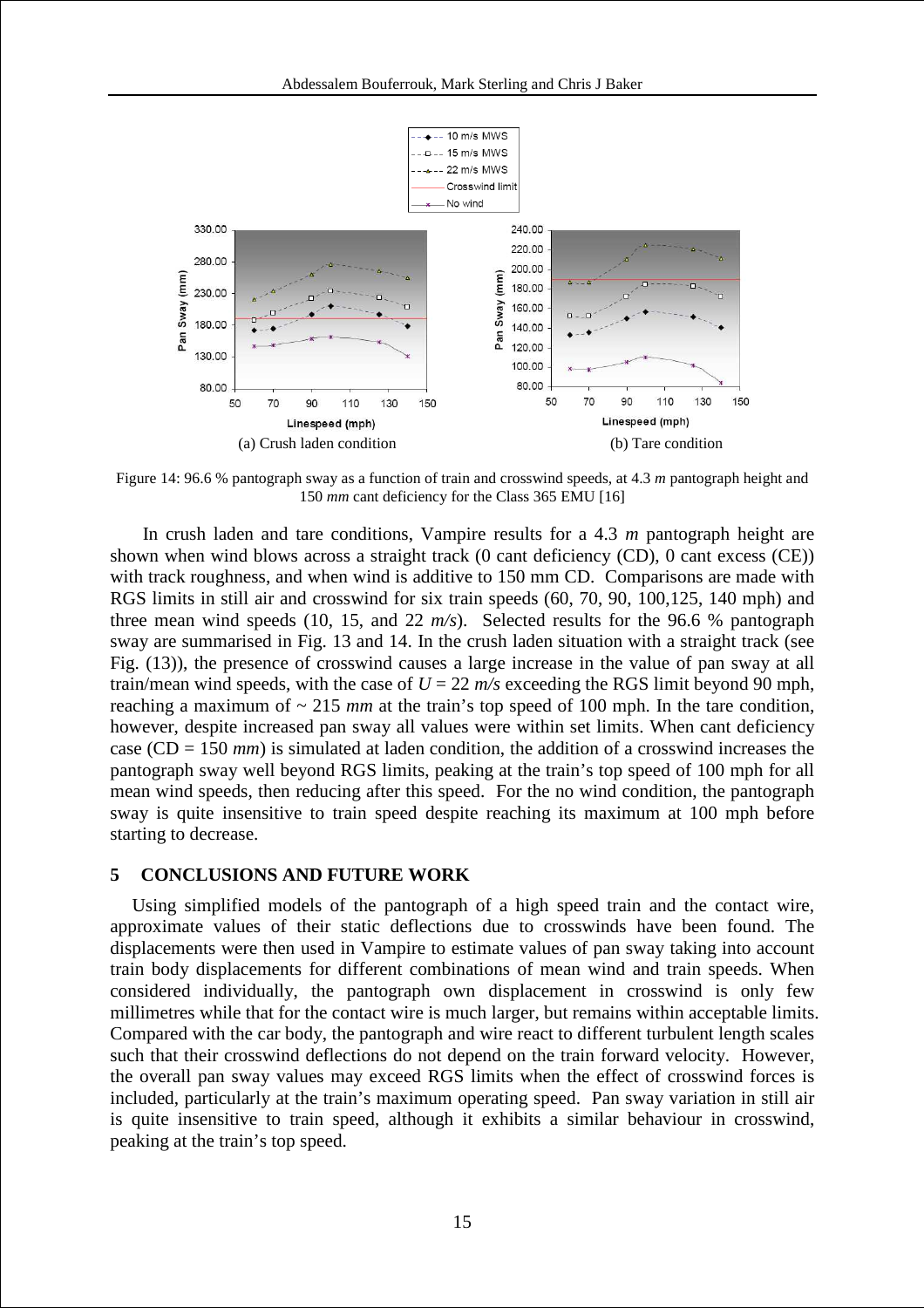(a) Crush laden condition (b) Tare condition

Figure 14: 96.6 % pantograph sway as a function of train and crosswind speeds, at 4.3 *m* pantograph height and 150 *mm* cant deficiency for the Class 365 EMU [16]

In crush laden and tare conditions, Vampire results for a 4.3 *m* pantograph height are shown when wind blows across a straight track (0 cant deficiency (CD), 0 cant excess (CE)) with track roughness, and when wind is additive to 150 mm CD. Comparisons are made with RGS limits in still air and crosswind for six train speeds (60, 70, 90, 100,125, 140 mph) and three mean wind speeds (10, 15, and 22 *m/s*). Selected results for the 96.6 % pantograph sway are summarised in Fig. 13 and 14. In the crush laden situation with a straight track (see Fig. (13)), the presence of crosswind causes a large increase in the value of pan sway at all train/mean wind speeds, with the case of $U$ = 22 *m/s* exceeding the RGS limit beyond 90 mph, reaching a maximum of ~ 215 *mm* at the train's top speed of 100 mph. In the tare condition, however, despite increased pan sway all values were within set limits. When cant deficiency case (CD = 150 *mm*) is simulated at laden condition, the addition of a crosswind increases the pantograph sway well beyond RGS limits, peaking at the train's top speed of 100 mph for all mean wind speeds, then reducing after this speed. For the no wind condition, the pantograph sway is quite insensitive to train speed despite reaching its maximum at 100 mph before starting to decrease.

## 5 CONCLUSIONS AND FUTURE WORK

Using simplified models of the pantograph of a high speed train and the contact wire, approximate values of their static deflections due to crosswinds have been found. The displacements were then used in Vampire to estimate values of pan sway taking into account train body displacements for different combinations of mean wind and train speeds. When considered individually, the pantograph own displacement in crosswind is only few millimetres while that for the contact wire is much larger, but remains within acceptable limits. Compared with the car body, the pantograph and wire react to different turbulent length scales such that their crosswind deflections do not depend on the train forward velocity. However, the overall pan sway values may exceed RGS limits when the effect of crosswind forces is included, particularly at the train's maximum operating speed. Pan sway variation in still air is quite insensitive to train speed, although it exhibits a similar behaviour in crosswind, peaking at the train's top speed.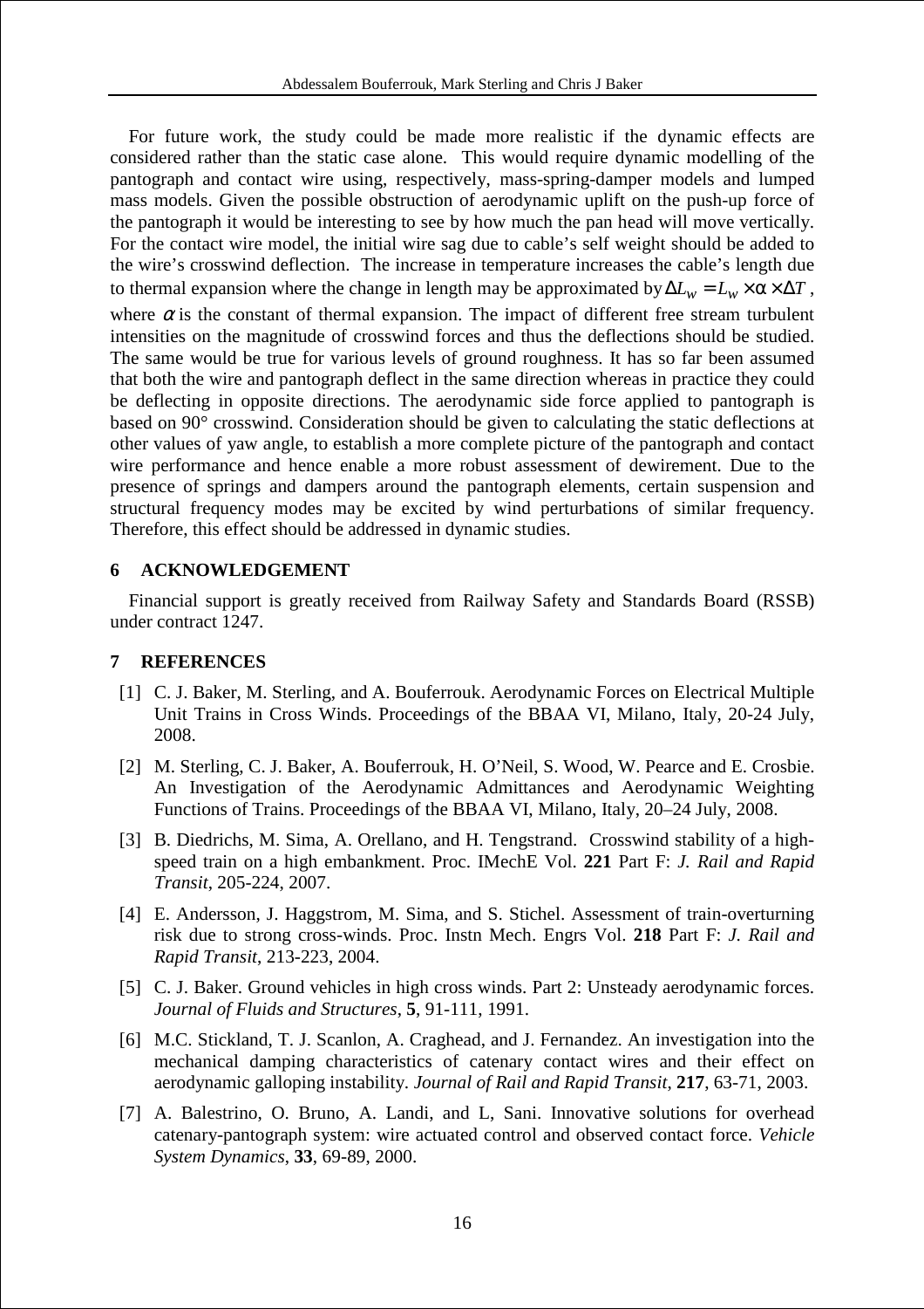For future work, the study could be made more realistic if the dynamic effects are considered rather than the static case alone. This would require dynamic modelling of the pantograph and contact wire using, respectively, mass-spring-damper models and lumped mass models. Given the possible obstruction of aerodynamic uplift on the push-up force of the pantograph it would be interesting to see by how much the pan head will move vertically. For the contact wire model, the initial wire sag due to cable's self weight should be added to the wire's crosswind deflection. The increase in temperature increases the cable's length due to thermal expansion where the change in length may be approximated by $\Delta L_w = L_w \times \alpha \times \Delta T$, where $\alpha$ is the constant of thermal expansion. The impact of different free stream turbulent intensities on the magnitude of crosswind forces and thus the deflections should be studied. The same would be true for various levels of ground roughness. It has so far been assumed that both the wire and pantograph deflect in the same direction whereas in practice they could be deflecting in opposite directions. The aerodynamic side force applied to pantograph is based on 90° crosswind. Consideration should be given to calculating the static deflections at other values of yaw angle, to establish a more complete picture of the pantograph and contact wire performance and hence enable a more robust assessment of dewirement. Due to the presence of springs and dampers around the pantograph elements, certain suspension and structural frequency modes may be excited by wind perturbations of similar frequency. Therefore, this effect should be addressed in dynamic studies.

## 6 ACKNOWLEDGEMENT

Financial support is greatly received from Railway Safety and Standards Board (RSSB) under contract 1247.

## 7 REFERENCES

[1] C. J. Baker, M. Sterling, and A. Bouferrouk. Aerodynamic Forces on Electrical Multiple Unit Trains in Cross Winds. Proceedings of the BBAA VI, Milano, Italy, 20-24 July, 2008.

[2] M. Sterling, C. J. Baker, A. Bouferrouk, H. O'Neil, S. Wood, W. Pearce and E. Crosbie. An Investigation of the Aerodynamic Admittances and Aerodynamic Weighting Functions of Trains. Proceedings of the BBAA VI, Milano, Italy, 20–24 July, 2008.

[3] B. Diedrichs, M. Sima, A. Orellano, and H. Tengstrand. Crosswind stability of a high-speed train on a high embankment. Proc. IMechE Vol. **221** Part F: *J. Rail and Rapid Transit*, 205-224, 2007.

[4] E. Andersson, J. Haggstrom, M. Sima, and S. Stichel. Assessment of train-overturning risk due to strong cross-winds. Proc. Instn Mech. Engrs Vol. **218** Part F: *J. Rail and Rapid Transit*, 213-223, 2004.

[5] C. J. Baker. Ground vehicles in high cross winds. Part 2: Unsteady aerodynamic forces. *Journal of Fluids and Structures*, **5**, 91-111, 1991.

[6] M.C. Stickland, T. J. Scanlon, A. Craghead, and J. Fernandez. An investigation into the mechanical damping characteristics of catenary contact wires and their effect on aerodynamic galloping instability. *Journal of Rail and Rapid Transit*, **217**, 63-71, 2003.

[7] A. Balestrino, O. Bruno, A. Landi, and L, Sani. Innovative solutions for overhead catenary-pantograph system: wire actuated control and observed contact force. *Vehicle System Dynamics*, **33**, 69-89, 2000.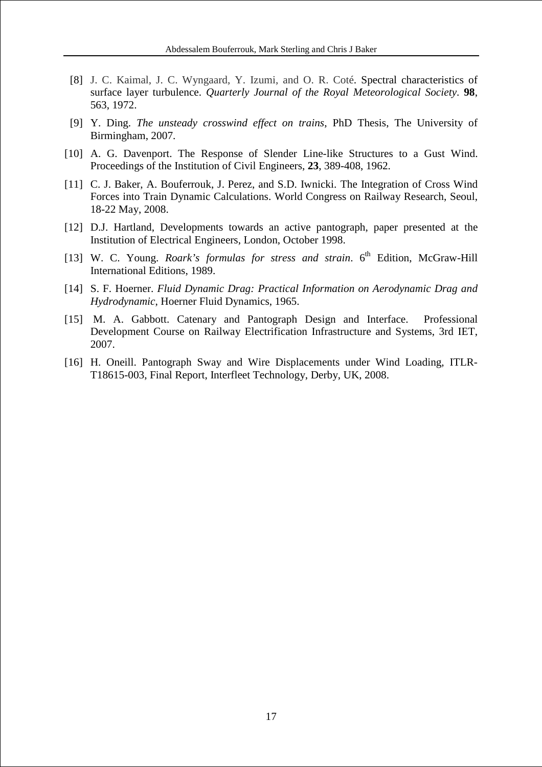[8] J. C. Kaimal, J. C. Wyngaard, Y. Izumi, and O. R. Coté. Spectral characteristics of surface layer turbulence. *Quarterly Journal of the Royal Meteorological Society*. **98**, 563, 1972.

[9] Y. Ding. *The unsteady crosswind effect on trains*, PhD Thesis, The University of Birmingham, 2007.

[10] A. G. Davenport. The Response of Slender Line-like Structures to a Gust Wind. Proceedings of the Institution of Civil Engineers, **23**, 389-408, 1962.

[11] C. J. Baker, A. Bouferrouk, J. Perez, and S.D. Iwnicki. The Integration of Cross Wind Forces into Train Dynamic Calculations. World Congress on Railway Research, Seoul, 18-22 May, 2008.

[12] D.J. Hartland, Developments towards an active pantograph, paper presented at the Institution of Electrical Engineers, London, October 1998.

[13] W. C. Young. *Roark's formulas for stress and strain*. 6th Edition, McGraw-Hill International Editions, 1989.

[14] S. F. Hoerner. *Fluid Dynamic Drag: Practical Information on Aerodynamic Drag and Hydrodynamic*, Hoerner Fluid Dynamics, 1965.

[15] M. A. Gabbott. Catenary and Pantograph Design and Interface. Professional Development Course on Railway Electrification Infrastructure and Systems, 3rd IET, 2007.

[16] H. Oneill. Pantograph Sway and Wire Displacements under Wind Loading, ITLR-T18615-003, Final Report, Interfleet Technology, Derby, UK, 2008.